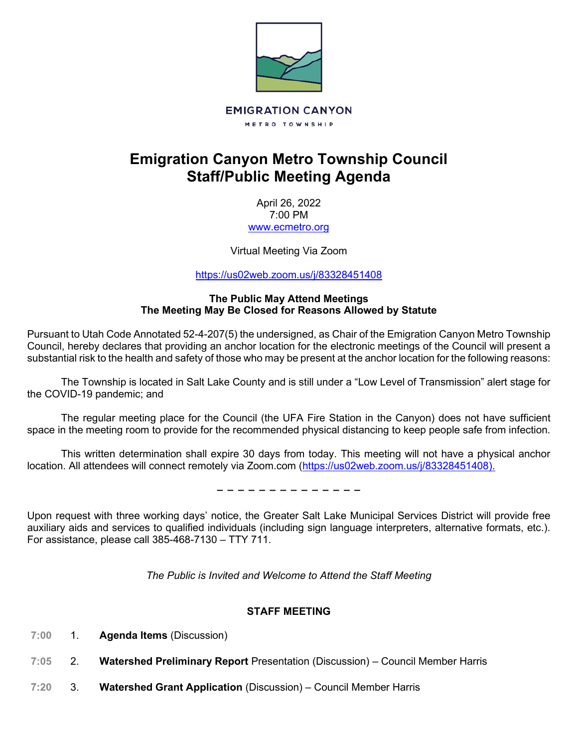EMIGRATION CANYON

METRO TOWNSHIP

# Emigration Canyon Metro Township Council
# Staff/Public Meeting Agenda

April 26, 2022
7:00 PM
www.ecmetro.org

Virtual Meeting Via Zoom

https://us02web.zoom.us/j/83328451408

**The Public May Attend Meetings**
**The Meeting May Be Closed for Reasons Allowed by Statute**

Pursuant to Utah Code Annotated 52-4-207(5) the undersigned, as Chair of the Emigration Canyon Metro Township Council, hereby declares that providing an anchor location for the electronic meetings of the Council will present a substantial risk to the health and safety of those who may be present at the anchor location for the following reasons:

The Township is located in Salt Lake County and is still under a "Low Level of Transmission" alert stage for the COVID-19 pandemic; and

The regular meeting place for the Council (the UFA Fire Station in the Canyon) does not have sufficient space in the meeting room to provide for the recommended physical distancing to keep people safe from infection.

This written determination shall expire 30 days from today. This meeting will not have a physical anchor location. All attendees will connect remotely via Zoom.com (https://us02web.zoom.us/j/83328451408).

– – – – – – – – – – – – – –

Upon request with three working days' notice, the Greater Salt Lake Municipal Services District will provide free auxiliary aids and services to qualified individuals (including sign language interpreters, alternative formats, etc.). For assistance, please call 385-468-7130 – TTY 711.

*The Public is Invited and Welcome to Attend the Staff Meeting*

**STAFF MEETING**

7:00 1. **Agenda Items** (Discussion)

7:05 2. **Watershed Preliminary Report** Presentation (Discussion) – Council Member Harris

7:20 3. **Watershed Grant Application** (Discussion) – Council Member Harris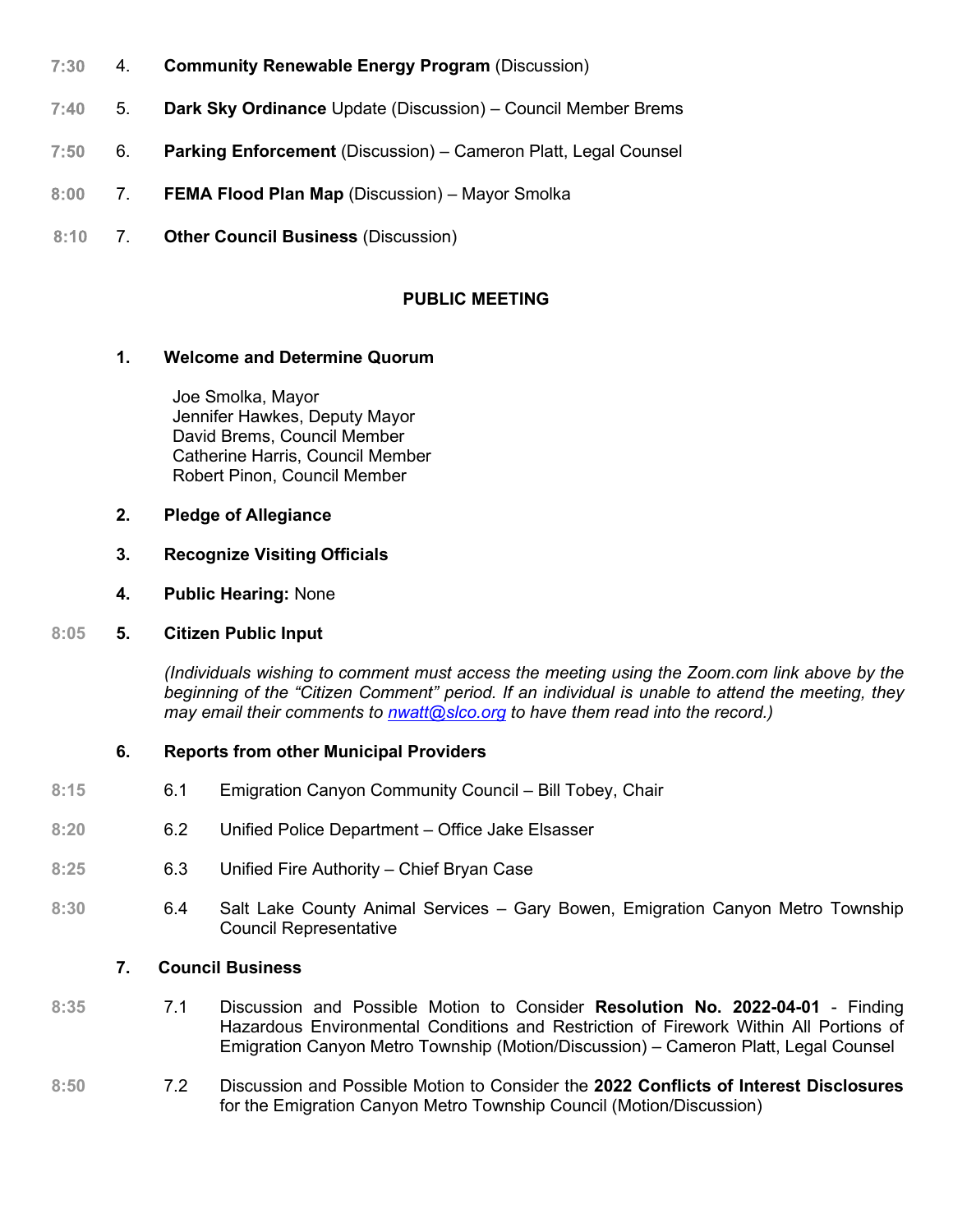7:30 4. **Community Renewable Energy Program** (Discussion)

7:40 5. **Dark Sky Ordinance** Update (Discussion) – Council Member Brems

7:50 6. **Parking Enforcement** (Discussion) – Cameron Platt, Legal Counsel

8:00 7. **FEMA Flood Plan Map** (Discussion) – Mayor Smolka

8:10 7. **Other Council Business** (Discussion)

## PUBLIC MEETING

**1. Welcome and Determine Quorum**

Joe Smolka, Mayor
Jennifer Hawkes, Deputy Mayor
David Brems, Council Member
Catherine Harris, Council Member
Robert Pinon, Council Member

**2. Pledge of Allegiance**

**3. Recognize Visiting Officials**

**4. Public Hearing:** None

8:05 **5. Citizen Public Input**

*(Individuals wishing to comment must access the meeting using the Zoom.com link above by the beginning of the "Citizen Comment" period. If an individual is unable to attend the meeting, they may email their comments to [nwatt@slco.org](mailto:nwatt@slco.org) to have them read into the record.)*

**6. Reports from other Municipal Providers**

8:15 6.1 Emigration Canyon Community Council – Bill Tobey, Chair

8:20 6.2 Unified Police Department – Office Jake Elsasser

8:25 6.3 Unified Fire Authority – Chief Bryan Case

8:30 6.4 Salt Lake County Animal Services – Gary Bowen, Emigration Canyon Metro Township Council Representative

**7. Council Business**

8:35 7.1 Discussion and Possible Motion to Consider **Resolution No. 2022-04-01** - Finding Hazardous Environmental Conditions and Restriction of Firework Within All Portions of Emigration Canyon Metro Township (Motion/Discussion) – Cameron Platt, Legal Counsel

8:50 7.2 Discussion and Possible Motion to Consider the **2022 Conflicts of Interest Disclosures** for the Emigration Canyon Metro Township Council (Motion/Discussion)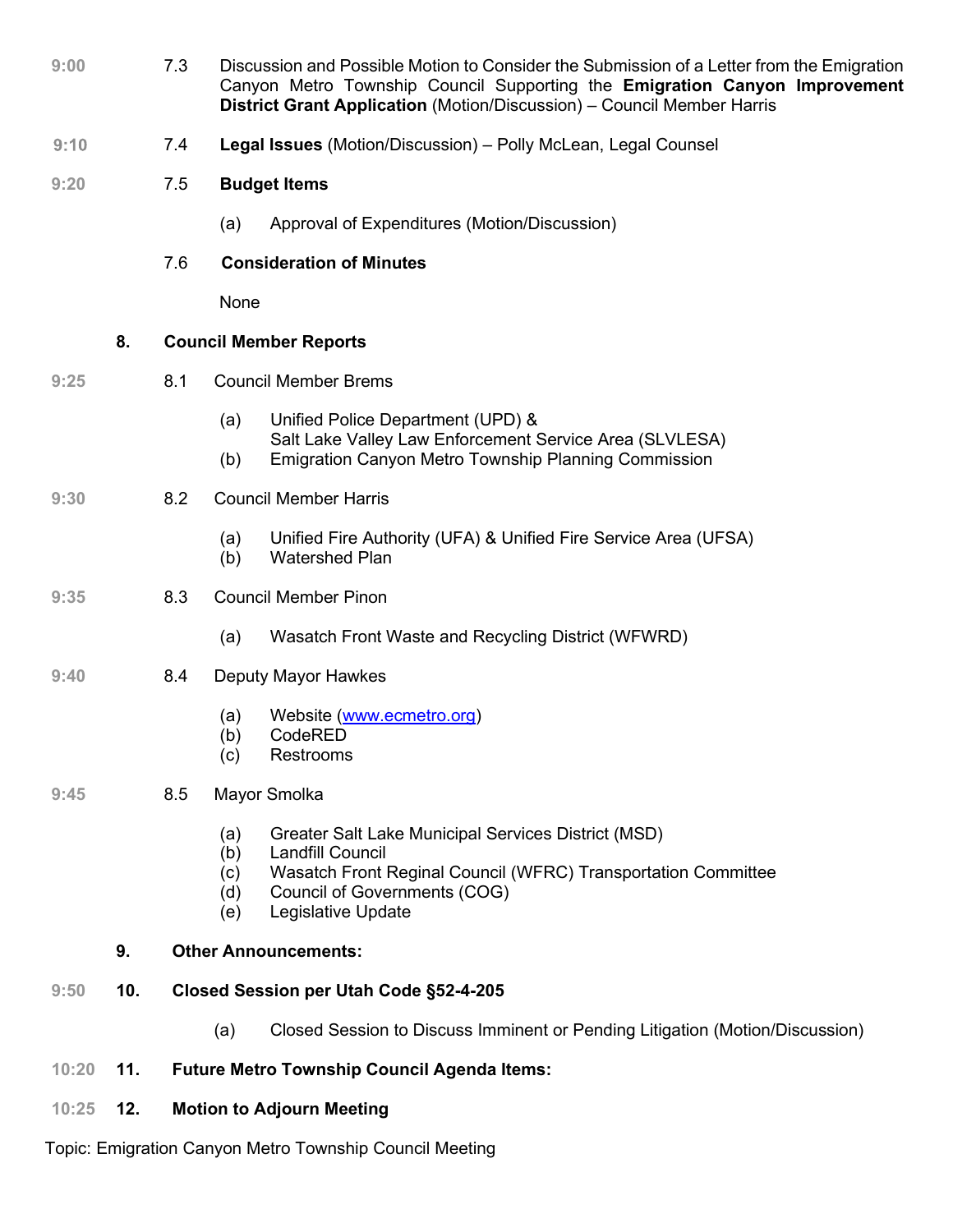9:00 7.3 Discussion and Possible Motion to Consider the Submission of a Letter from the Emigration Canyon Metro Township Council Supporting the **Emigration Canyon Improvement District Grant Application** (Motion/Discussion) – Council Member Harris

9:10 7.4 **Legal Issues** (Motion/Discussion) – Polly McLean, Legal Counsel

9:20 7.5 **Budget Items**

(a) Approval of Expenditures (Motion/Discussion)

7.6 **Consideration of Minutes**

None

**8. Council Member Reports**

9:25 8.1 Council Member Brems

(a) Unified Police Department (UPD) & Salt Lake Valley Law Enforcement Service Area (SLVLESA)
(b) Emigration Canyon Metro Township Planning Commission

9:30 8.2 Council Member Harris

(a) Unified Fire Authority (UFA) & Unified Fire Service Area (UFSA)
(b) Watershed Plan

9:35 8.3 Council Member Pinon

(a) Wasatch Front Waste and Recycling District (WFWRD)

9:40 8.4 Deputy Mayor Hawkes

(a) Website (www.ecmetro.org)
(b) CodeRED
(c) Restrooms

9:45 8.5 Mayor Smolka

(a) Greater Salt Lake Municipal Services District (MSD)
(b) Landfill Council
(c) Wasatch Front Reginal Council (WFRC) Transportation Committee
(d) Council of Governments (COG)
(e) Legislative Update

**9. Other Announcements:**

9:50 **10. Closed Session per Utah Code §52-4-205**

(a) Closed Session to Discuss Imminent or Pending Litigation (Motion/Discussion)

10:20 **11. Future Metro Township Council Agenda Items:**

10:25 **12. Motion to Adjourn Meeting**

Topic: Emigration Canyon Metro Township Council Meeting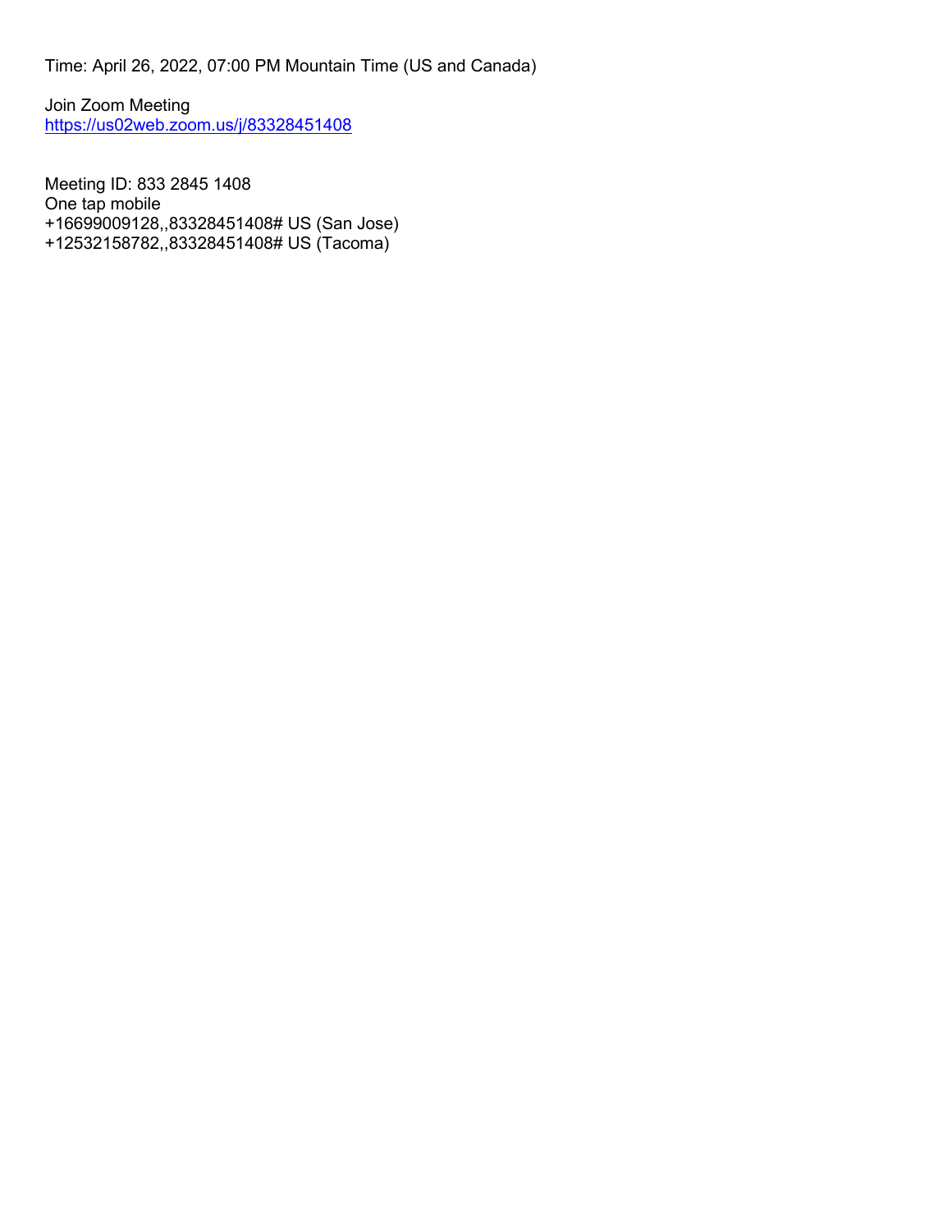Time: April 26, 2022, 07:00 PM Mountain Time (US and Canada)

Join Zoom Meeting
https://us02web.zoom.us/j/83328451408

Meeting ID: 833 2845 1408
One tap mobile
+16699009128,,83328451408# US (San Jose)
+12532158782,,83328451408# US (Tacoma)